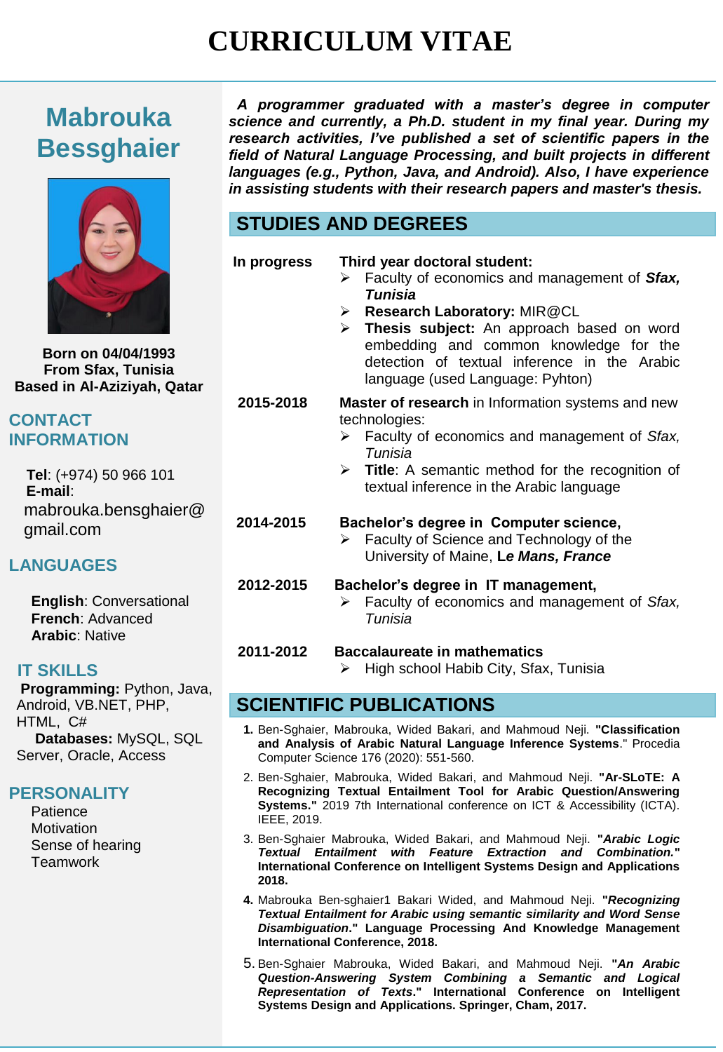# CURRICULUM VITAE

## Mabrouka Bessghaier

**Born on 04/04/1993**
**From Sfax, Tunisia**
**Based in Al-Aziziyah, Qatar**

### CONTACT INFORMATION

**Tel**: (+974) 50 966 101
**E-mail**:
mabrouka.bensghaier@gmail.com

### LANGUAGES

**English**: Conversational
**French**: Advanced
**Arabic**: Native

### IT SKILLS

**Programming:** Python, Java, Android, VB.NET, PHP, HTML, C#
**Databases:** MySQL, SQL Server, Oracle, Access

### PERSONALITY

Patience
Motivation
Sense of hearing
Teamwork

***A programmer graduated with a master's degree in computer science and currently, a Ph.D. student in my final year. During my research activities, I've published a set of scientific papers in the field of Natural Language Processing, and built projects in different languages (e.g., Python, Java, and Android). Also, I have experience in assisting students with their research papers and master's thesis.***

## STUDIES AND DEGREES

**In progress** — **Third year doctoral student:**
- Faculty of economics and management of ***Sfax, Tunisia***
- **Research Laboratory:** MIR@CL
- **Thesis subject:** An approach based on word embedding and common knowledge for the detection of textual inference in the Arabic language (used Language: Pyhton)

**2015-2018** — **Master of research** in Information systems and new technologies:
- Faculty of economics and management of *Sfax, Tunisia*
- **Title**: A semantic method for the recognition of textual inference in the Arabic language

**2014-2015** — **Bachelor's degree in Computer science,**
- Faculty of Science and Technology of the University of Maine, **Le *Mans, France***

**2012-2015** — **Bachelor's degree in IT management,**
- Faculty of economics and management of *Sfax, Tunisia*

**2011-2012** — **Baccalaureate in mathematics**
- High school Habib City, Sfax, Tunisia

## SCIENTIFIC PUBLICATIONS

1. Ben-Sghaier, Mabrouka, Wided Bakari, and Mahmoud Neji. **"Classification and Analysis of Arabic Natural Language Inference Systems**." Procedia Computer Science 176 (2020): 551-560.
2. Ben-Sghaier, Mabrouka, Wided Bakari, and Mahmoud Neji. **"Ar-SLoTE: A Recognizing Textual Entailment Tool for Arabic Question/Answering Systems."** 2019 7th International conference on ICT & Accessibility (ICTA). IEEE, 2019.
3. Ben-Sghaier Mabrouka, Wided Bakari, and Mahmoud Neji. **"*Arabic Logic Textual Entailment with Feature Extraction and Combination.*" International Conference on Intelligent Systems Design and Applications 2018.**
4. Mabrouka Ben-sghaier1 Bakari Wided, and Mahmoud Neji. ***"Recognizing Textual Entailment for Arabic using semantic similarity and Word Sense Disambiguation*." Language Processing And Knowledge Management International Conference, 2018.**
5. Ben-Sghaier Mabrouka, Wided Bakari, and Mahmoud Neji. **"*An Arabic Question-Answering System Combining a Semantic and Logical Representation of Texts*." International Conference on Intelligent Systems Design and Applications. Springer, Cham, 2017.**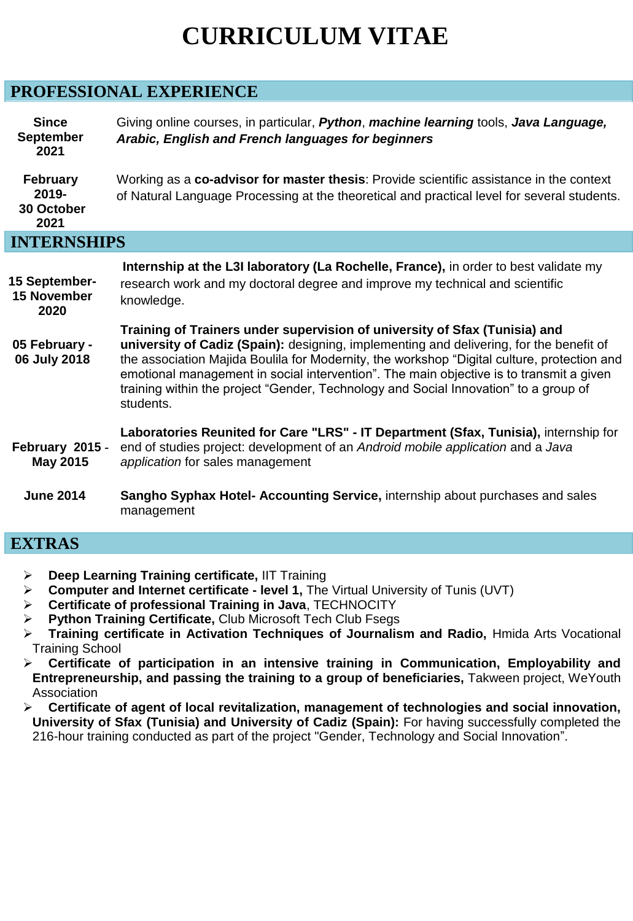# CURRICULUM VITAE

## PROFESSIONAL EXPERIENCE

| | |
|---|---|
| **Since September 2021** | Giving online courses, in particular, ***Python***, ***machine learning*** tools, ***Java Language, Arabic, English and French languages for beginners*** |
| **February 2019- 30 October 2021** | Working as a **co-advisor for master thesis**: Provide scientific assistance in the context of Natural Language Processing at the theoretical and practical level for several students. |

## INTERNSHIPS

| | |
|---|---|
| **15 September- 15 November 2020** | **Internship at the L3I laboratory (La Rochelle, France),** in order to best validate my research work and my doctoral degree and improve my technical and scientific knowledge. |
| **05 February - 06 July 2018** | **Training of Trainers under supervision of university of Sfax (Tunisia) and university of Cadiz (Spain):** designing, implementing and delivering, for the benefit of the association Majida Boulila for Modernity, the workshop "Digital culture, protection and emotional management in social intervention". The main objective is to transmit a given training within the project "Gender, Technology and Social Innovation" to a group of students. |
| **February 2015 - May 2015** | **Laboratories Reunited for Care "LRS" - IT Department (Sfax, Tunisia),** internship for end of studies project: development of an *Android mobile application* and a *Java application* for sales management |
| **June 2014** | **Sangho Syphax Hotel- Accounting Service,** internship about purchases and sales management |

## EXTRAS

- **Deep Learning Training certificate,** IIT Training
- **Computer and Internet certificate - level 1,** The Virtual University of Tunis (UVT)
- **Certificate of professional Training in Java**, TECHNOCITY
- **Python Training Certificate,** Club Microsoft Tech Club Fsegs
- **Training certificate in Activation Techniques of Journalism and Radio,** Hmida Arts Vocational Training School
- **Certificate of participation in an intensive training in Communication, Employability and Entrepreneurship, and passing the training to a group of beneficiaries,** Takween project, WeYouth Association
- **Certificate of agent of local revitalization, management of technologies and social innovation, University of Sfax (Tunisia) and University of Cadiz (Spain):** For having successfully completed the 216-hour training conducted as part of the project "Gender, Technology and Social Innovation".